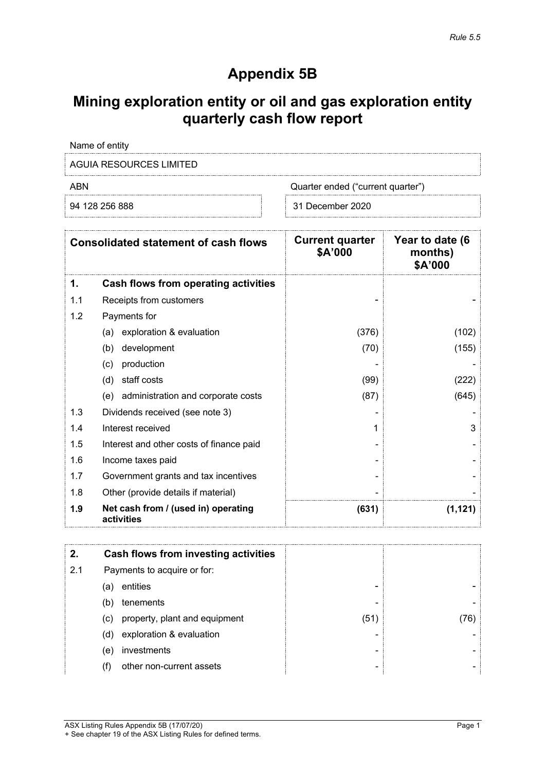*Rule 5.5*

# Appendix 5B

# Mining exploration entity or oil and gas exploration entity quarterly cash flow report

| Name of entity | |
|---|---|
| AGUIA RESOURCES LIMITED | |
| **ABN** | **Quarter ended ("current quarter")** |
| 94 128 256 888 | 31 December 2020 |

| | Consolidated statement of cash flows | Current quarter $A'000 | Year to date (6 months) $A'000 |
|---|---|---|---|
| **1.** | **Cash flows from operating activities** | | |
| 1.1 | Receipts from customers | - | - |
| 1.2 | Payments for | | |
| | (a) exploration & evaluation | (376) | (102) |
| | (b) development | (70) | (155) |
| | (c) production | - | - |
| | (d) staff costs | (99) | (222) |
| | (e) administration and corporate costs | (87) | (645) |
| 1.3 | Dividends received (see note 3) | - | - |
| 1.4 | Interest received | 1 | 3 |
| 1.5 | Interest and other costs of finance paid | - | - |
| 1.6 | Income taxes paid | - | - |
| 1.7 | Government grants and tax incentives | - | - |
| 1.8 | Other (provide details if material) | - | - |
| **1.9** | **Net cash from / (used in) operating activities** | **(631)** | **(1,121)** |

| | | | |
|---|---|---|---|
| **2.** | **Cash flows from investing activities** | | |
| 2.1 | Payments to acquire or for: | | |
| | (a) entities | - | - |
| | (b) tenements | - | - |
| | (c) property, plant and equipment | (51) | (76) |
| | (d) exploration & evaluation | - | - |
| | (e) investments | - | - |
| | (f) other non-current assets | - | - |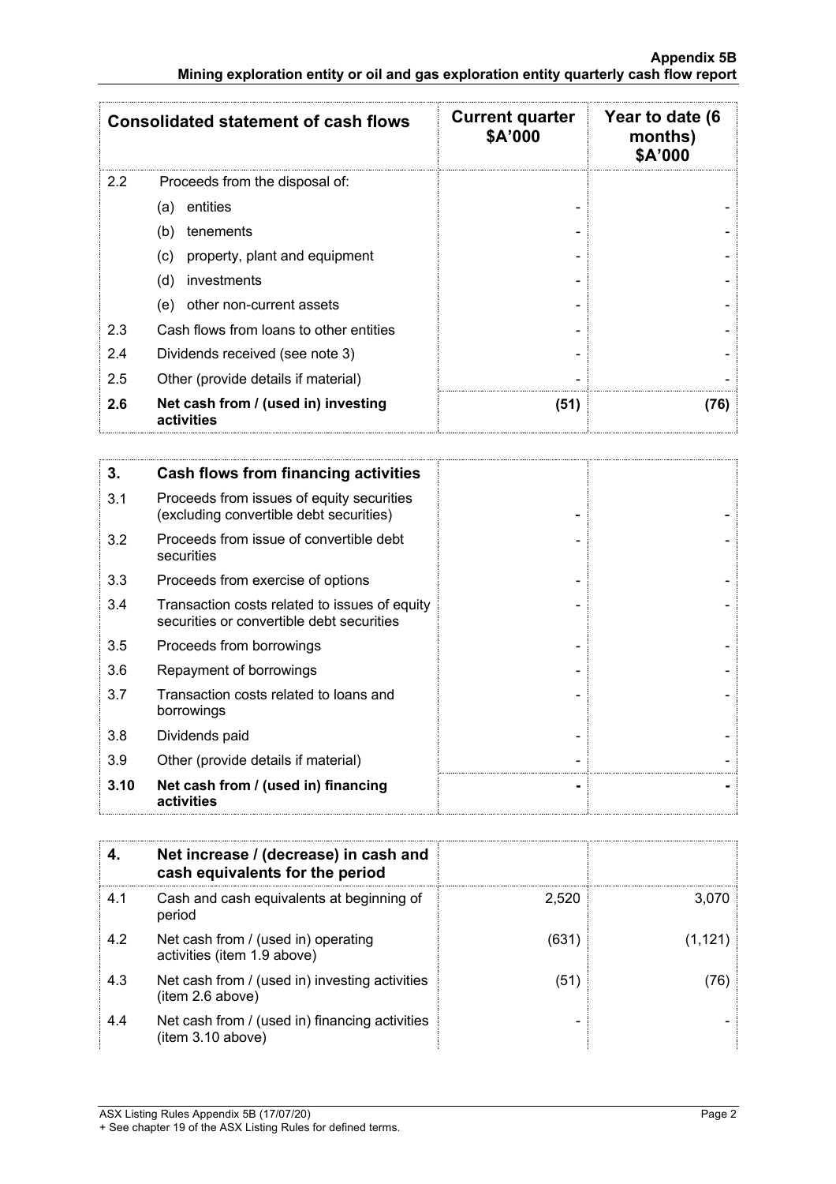| Consolidated statement of cash flows | | Current quarter $A'000 | Year to date (6 months) $A'000 |
|---|---|---|---|
| 2.2 | Proceeds from the disposal of: | | |
| | (a) entities | - | - |
| | (b) tenements | - | - |
| | (c) property, plant and equipment | - | - |
| | (d) investments | - | - |
| | (e) other non-current assets | - | - |
| 2.3 | Cash flows from loans to other entities | - | - |
| 2.4 | Dividends received (see note 3) | - | - |
| 2.5 | Other (provide details if material) | - | - |
| **2.6** | **Net cash from / (used in) investing activities** | **(51)** | **(76)** |

| **3.** | **Cash flows from financing activities** | | |
|---|---|---|---|
| 3.1 | Proceeds from issues of equity securities (excluding convertible debt securities) | - | - |
| 3.2 | Proceeds from issue of convertible debt securities | - | - |
| 3.3 | Proceeds from exercise of options | - | - |
| 3.4 | Transaction costs related to issues of equity securities or convertible debt securities | - | - |
| 3.5 | Proceeds from borrowings | - | - |
| 3.6 | Repayment of borrowings | - | - |
| 3.7 | Transaction costs related to loans and borrowings | - | - |
| 3.8 | Dividends paid | - | - |
| 3.9 | Other (provide details if material) | - | - |
| **3.10** | **Net cash from / (used in) financing activities** | **-** | **-** |

| **4.** | **Net increase / (decrease) in cash and cash equivalents for the period** | | |
|---|---|---|---|
| 4.1 | Cash and cash equivalents at beginning of period | 2,520 | 3,070 |
| 4.2 | Net cash from / (used in) operating activities (item 1.9 above) | (631) | (1,121) |
| 4.3 | Net cash from / (used in) investing activities (item 2.6 above) | (51) | (76) |
| 4.4 | Net cash from / (used in) financing activities (item 3.10 above) | - | - |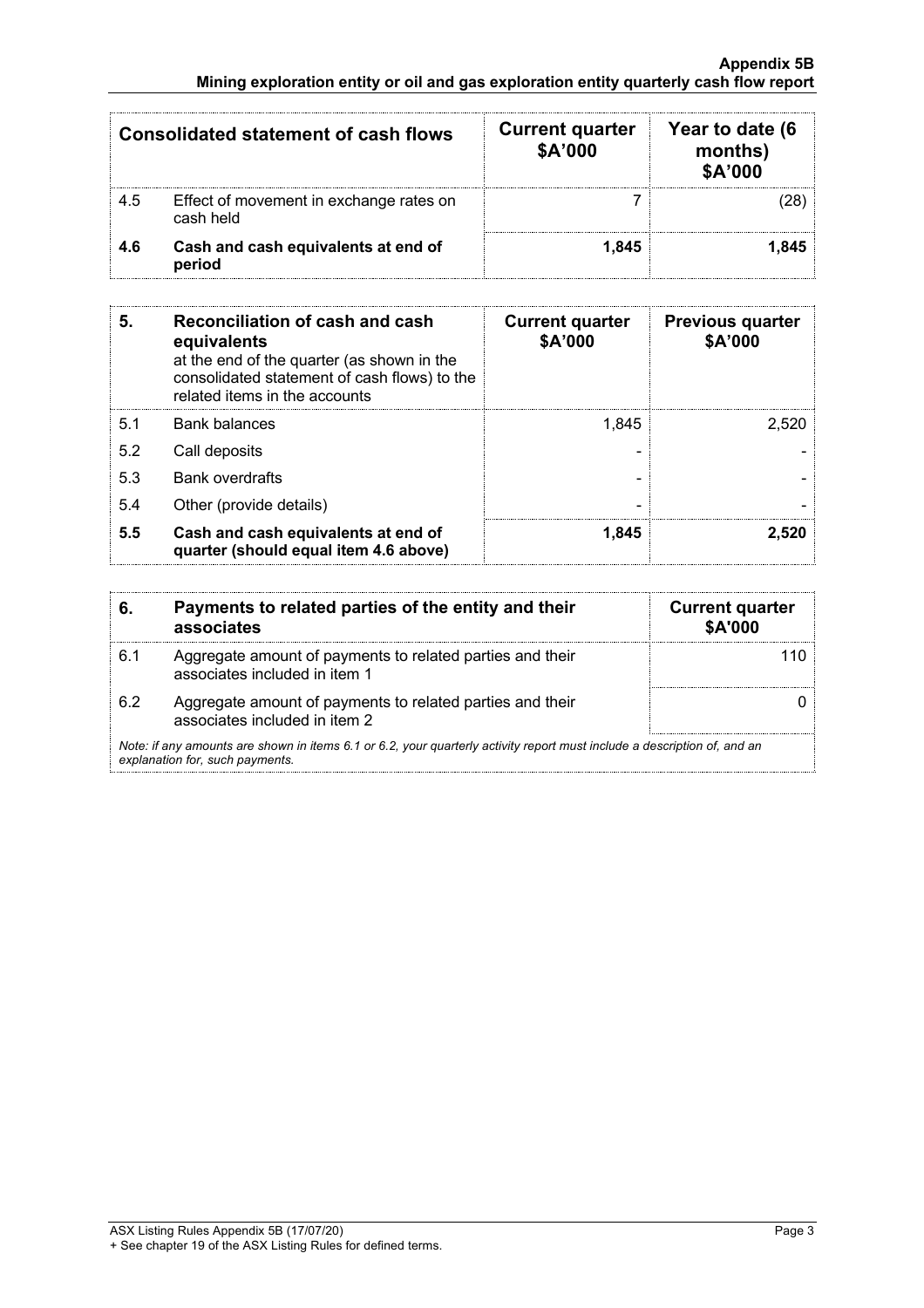| Consolidated statement of cash flows | | Current quarter $A'000 | Year to date (6 months) $A'000 |
|---|---|---|---|
| 4.5 | Effect of movement in exchange rates on cash held | 7 | (28) |
| **4.6** | **Cash and cash equivalents at end of period** | **1,845** | **1,845** |

| **5.** | **Reconciliation of cash and cash equivalents** at the end of the quarter (as shown in the consolidated statement of cash flows) to the related items in the accounts | **Current quarter $A'000** | **Previous quarter $A'000** |
|---|---|---|---|
| 5.1 | Bank balances | 1,845 | 2,520 |
| 5.2 | Call deposits | - | - |
| 5.3 | Bank overdrafts | - | - |
| 5.4 | Other (provide details) | - | - |
| **5.5** | **Cash and cash equivalents at end of quarter (should equal item 4.6 above)** | **1,845** | **2,520** |

| **6.** | **Payments to related parties of the entity and their associates** | **Current quarter $A'000** |
|---|---|---|
| 6.1 | Aggregate amount of payments to related parties and their associates included in item 1 | 110 |
| 6.2 | Aggregate amount of payments to related parties and their associates included in item 2 | 0 |

*Note: if any amounts are shown in items 6.1 or 6.2, your quarterly activity report must include a description of, and an explanation for, such payments.*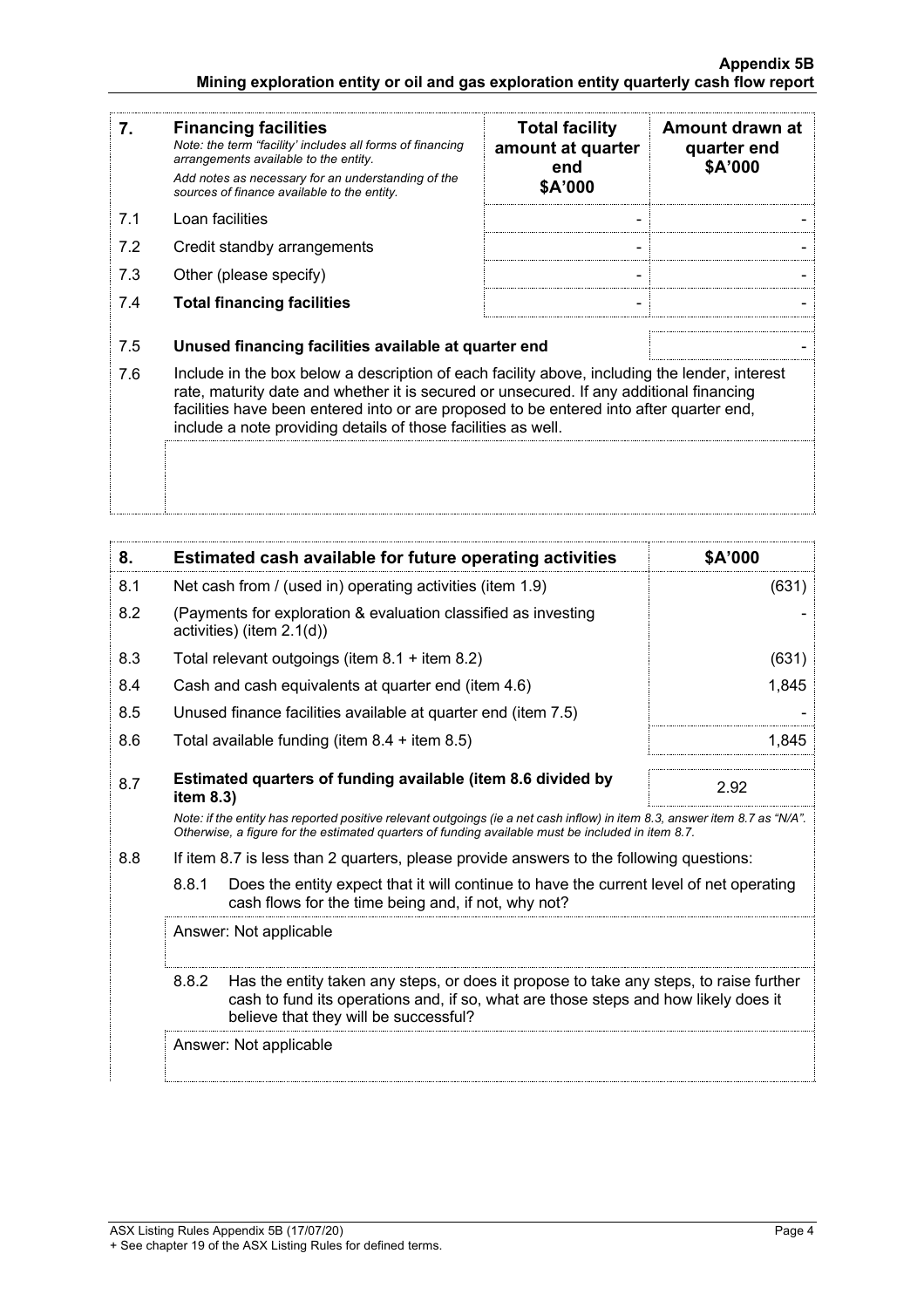| 7. | **Financing facilities**<br>*Note: the term "facility' includes all forms of financing arrangements available to the entity.*<br>*Add notes as necessary for an understanding of the sources of finance available to the entity.* | **Total facility amount at quarter end \$A'000** | **Amount drawn at quarter end \$A'000** |
|---|---|---|---|
| 7.1 | Loan facilities | - | - |
| 7.2 | Credit standby arrangements | - | - |
| 7.3 | Other (please specify) | - | - |
| 7.4 | **Total financing facilities** | - | - |

| | | |
|---|---|---|
| 7.5 | **Unused financing facilities available at quarter end** | - |
| 7.6 | Include in the box below a description of each facility above, including the lender, interest rate, maturity date and whether it is secured or unsecured. If any additional financing facilities have been entered into or are proposed to be entered into after quarter end, include a note providing details of those facilities as well. | |

| 8. | **Estimated cash available for future operating activities** | **\$A'000** |
|---|---|---|
| 8.1 | Net cash from / (used in) operating activities (item 1.9) | (631) |
| 8.2 | (Payments for exploration & evaluation classified as investing activities) (item 2.1(d)) | - |
| 8.3 | Total relevant outgoings (item 8.1 + item 8.2) | (631) |
| 8.4 | Cash and cash equivalents at quarter end (item 4.6) | 1,845 |
| 8.5 | Unused finance facilities available at quarter end (item 7.5) | - |
| 8.6 | Total available funding (item 8.4 + item 8.5) | 1,845 |
| 8.7 | **Estimated quarters of funding available (item 8.6 divided by item 8.3)** | 2.92 |

*Note: if the entity has reported positive relevant outgoings (ie a net cash inflow) in item 8.3, answer item 8.7 as "N/A". Otherwise, a figure for the estimated quarters of funding available must be included in item 8.7.*

8.8 If item 8.7 is less than 2 quarters, please provide answers to the following questions:

8.8.1 Does the entity expect that it will continue to have the current level of net operating cash flows for the time being and, if not, why not?

Answer: Not applicable

8.8.2 Has the entity taken any steps, or does it propose to take any steps, to raise further cash to fund its operations and, if so, what are those steps and how likely does it believe that they will be successful?

Answer: Not applicable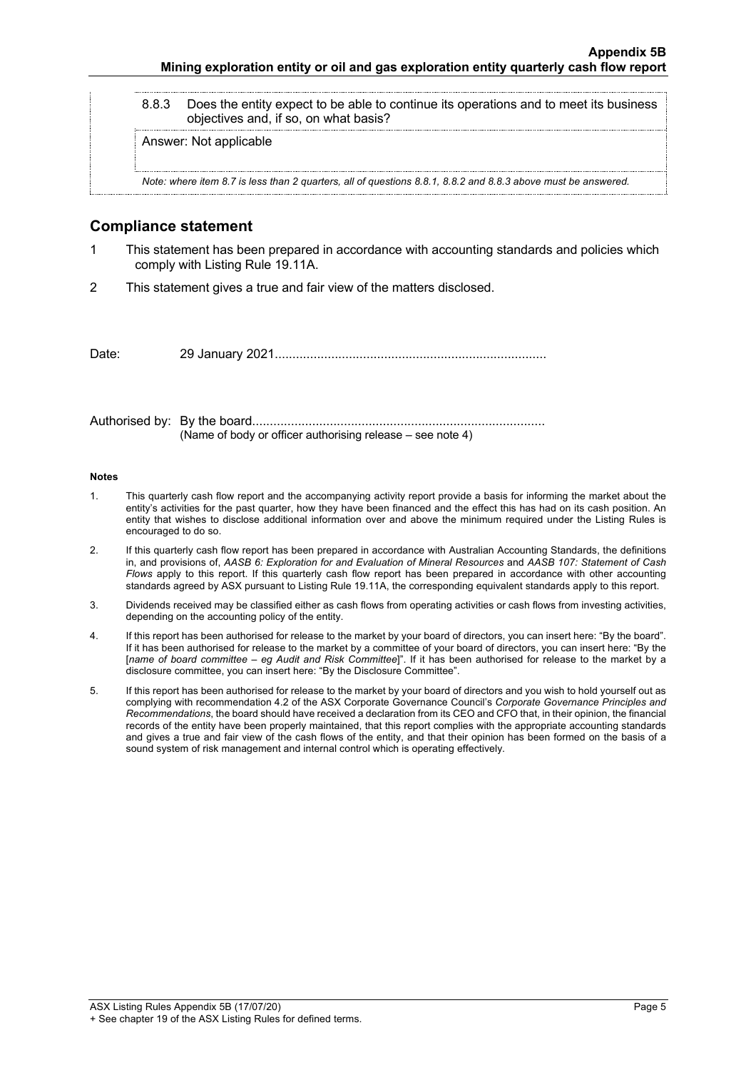| | |
|---|---|
| 8.8.3 | Does the entity expect to be able to continue its operations and to meet its business objectives and, if so, on what basis? |
| Answer: Not applicable | |

*Note: where item 8.7 is less than 2 quarters, all of questions 8.8.1, 8.8.2 and 8.8.3 above must be answered.*

## Compliance statement

1. This statement has been prepared in accordance with accounting standards and policies which comply with Listing Rule 19.11A.
2. This statement gives a true and fair view of the matters disclosed.

Date: 29 January 2021............................................................................

Authorised by: By the board..................................................................................
(Name of body or officer authorising release – see note 4)

**Notes**

1. This quarterly cash flow report and the accompanying activity report provide a basis for informing the market about the entity's activities for the past quarter, how they have been financed and the effect this has had on its cash position. An entity that wishes to disclose additional information over and above the minimum required under the Listing Rules is encouraged to do so.
2. If this quarterly cash flow report has been prepared in accordance with Australian Accounting Standards, the definitions in, and provisions of, *AASB 6: Exploration for and Evaluation of Mineral Resources* and *AASB 107: Statement of Cash Flows* apply to this report. If this quarterly cash flow report has been prepared in accordance with other accounting standards agreed by ASX pursuant to Listing Rule 19.11A, the corresponding equivalent standards apply to this report.
3. Dividends received may be classified either as cash flows from operating activities or cash flows from investing activities, depending on the accounting policy of the entity.
4. If this report has been authorised for release to the market by your board of directors, you can insert here: "By the board". If it has been authorised for release to the market by a committee of your board of directors, you can insert here: "By the [*name of board committee – eg Audit and Risk Committee*]". If it has been authorised for release to the market by a disclosure committee, you can insert here: "By the Disclosure Committee".
5. If this report has been authorised for release to the market by your board of directors and you wish to hold yourself out as complying with recommendation 4.2 of the ASX Corporate Governance Council's *Corporate Governance Principles and Recommendations*, the board should have received a declaration from its CEO and CFO that, in their opinion, the financial records of the entity have been properly maintained, that this report complies with the appropriate accounting standards and gives a true and fair view of the cash flows of the entity, and that their opinion has been formed on the basis of a sound system of risk management and internal control which is operating effectively.